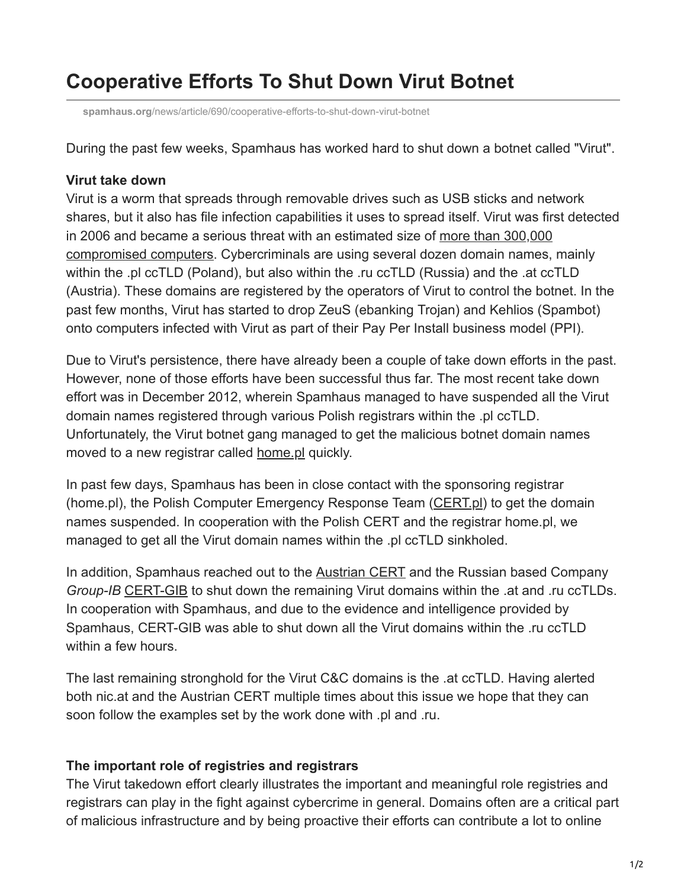# Cooperative Efforts To Shut Down Virut Botnet

spamhaus.org/news/article/690/cooperative-efforts-to-shut-down-virut-botnet

During the past few weeks, Spamhaus has worked hard to shut down a botnet called "Virut".

**Virut take down**

Virut is a worm that spreads through removable drives such as USB sticks and network shares, but it also has file infection capabilities it uses to spread itself. Virut was first detected in 2006 and became a serious threat with an estimated size of more than 300,000 compromised computers. Cybercriminals are using several dozen domain names, mainly within the .pl ccTLD (Poland), but also within the .ru ccTLD (Russia) and the .at ccTLD (Austria). These domains are registered by the operators of Virut to control the botnet. In the past few months, Virut has started to drop ZeuS (ebanking Trojan) and Kehlios (Spambot) onto computers infected with Virut as part of their Pay Per Install business model (PPI).

Due to Virut's persistence, there have already been a couple of take down efforts in the past. However, none of those efforts have been successful thus far. The most recent take down effort was in December 2012, wherein Spamhaus managed to have suspended all the Virut domain names registered through various Polish registrars within the .pl ccTLD. Unfortunately, the Virut botnet gang managed to get the malicious botnet domain names moved to a new registrar called home.pl quickly.

In past few days, Spamhaus has been in close contact with the sponsoring registrar (home.pl), the Polish Computer Emergency Response Team (CERT.pl) to get the domain names suspended. In cooperation with the Polish CERT and the registrar home.pl, we managed to get all the Virut domain names within the .pl ccTLD sinkholed.

In addition, Spamhaus reached out to the Austrian CERT and the Russian based Company *Group-IB* CERT-GIB to shut down the remaining Virut domains within the .at and .ru ccTLDs. In cooperation with Spamhaus, and due to the evidence and intelligence provided by Spamhaus, CERT-GIB was able to shut down all the Virut domains within the .ru ccTLD within a few hours.

The last remaining stronghold for the Virut C&C domains is the .at ccTLD. Having alerted both nic.at and the Austrian CERT multiple times about this issue we hope that they can soon follow the examples set by the work done with .pl and .ru.

**The important role of registries and registrars**

The Virut takedown effort clearly illustrates the important and meaningful role registries and registrars can play in the fight against cybercrime in general. Domains often are a critical part of malicious infrastructure and by being proactive their efforts can contribute a lot to online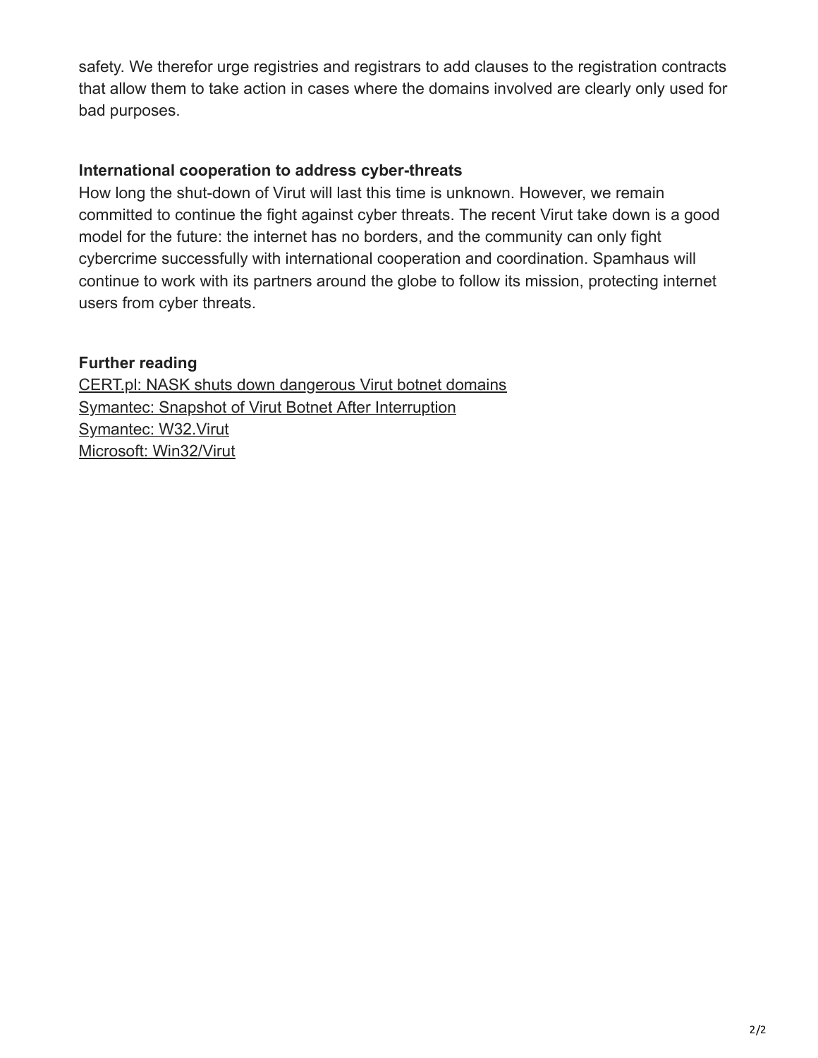safety. We therefor urge registries and registrars to add clauses to the registration contracts that allow them to take action in cases where the domains involved are clearly only used for bad purposes.

**International cooperation to address cyber-threats**

How long the shut-down of Virut will last this time is unknown. However, we remain committed to continue the fight against cyber threats. The recent Virut take down is a good model for the future: the internet has no borders, and the community can only fight cybercrime successfully with international cooperation and coordination. Spamhaus will continue to work with its partners around the globe to follow its mission, protecting internet users from cyber threats.

**Further reading**

CERT.pl: NASK shuts down dangerous Virut botnet domains
Symantec: Snapshot of Virut Botnet After Interruption
Symantec: W32.Virut
Microsoft: Win32/Virut